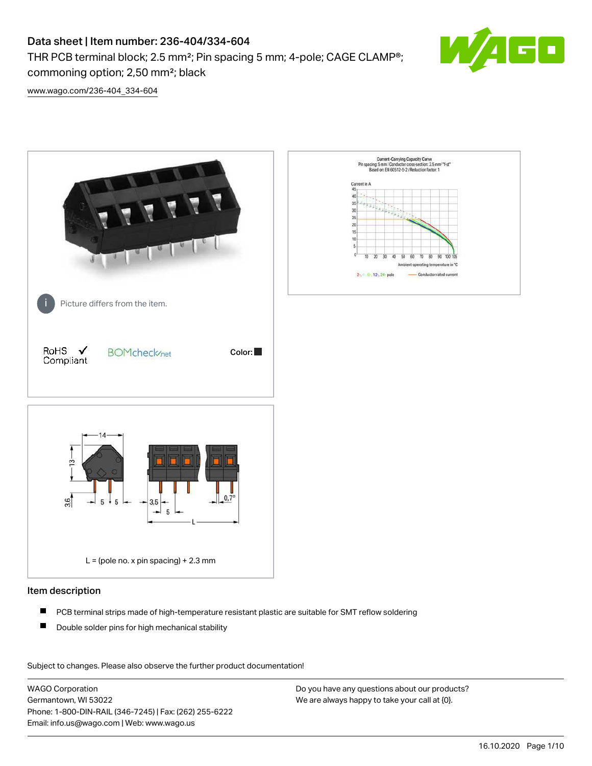# Data sheet | Item number: 236-404/334-604

THR PCB terminal block; 2.5 mm²; Pin spacing 5 mm; 4-pole; CAGE CLAMP®; commoning option; 2,50 mm²; black

www.wago.com/236-404_334-604

Picture differs from the item.

RoHS Compliant ✓

BOMcheck.net

Color: ■

L = (pole no. x pin spacing) + 2.3 mm

## Item description

- PCB terminal strips made of high-temperature resistant plastic are suitable for SMT reflow soldering
- Double solder pins for high mechanical stability

Subject to changes. Please also observe the further product documentation!

WAGO Corporation
Germantown, WI 53022
Phone: 1-800-DIN-RAIL (346-7245) | Fax: (262) 255-6222
Email: info.us@wago.com | Web: www.wago.us

Do you have any questions about our products?
We are always happy to take your call at {0}.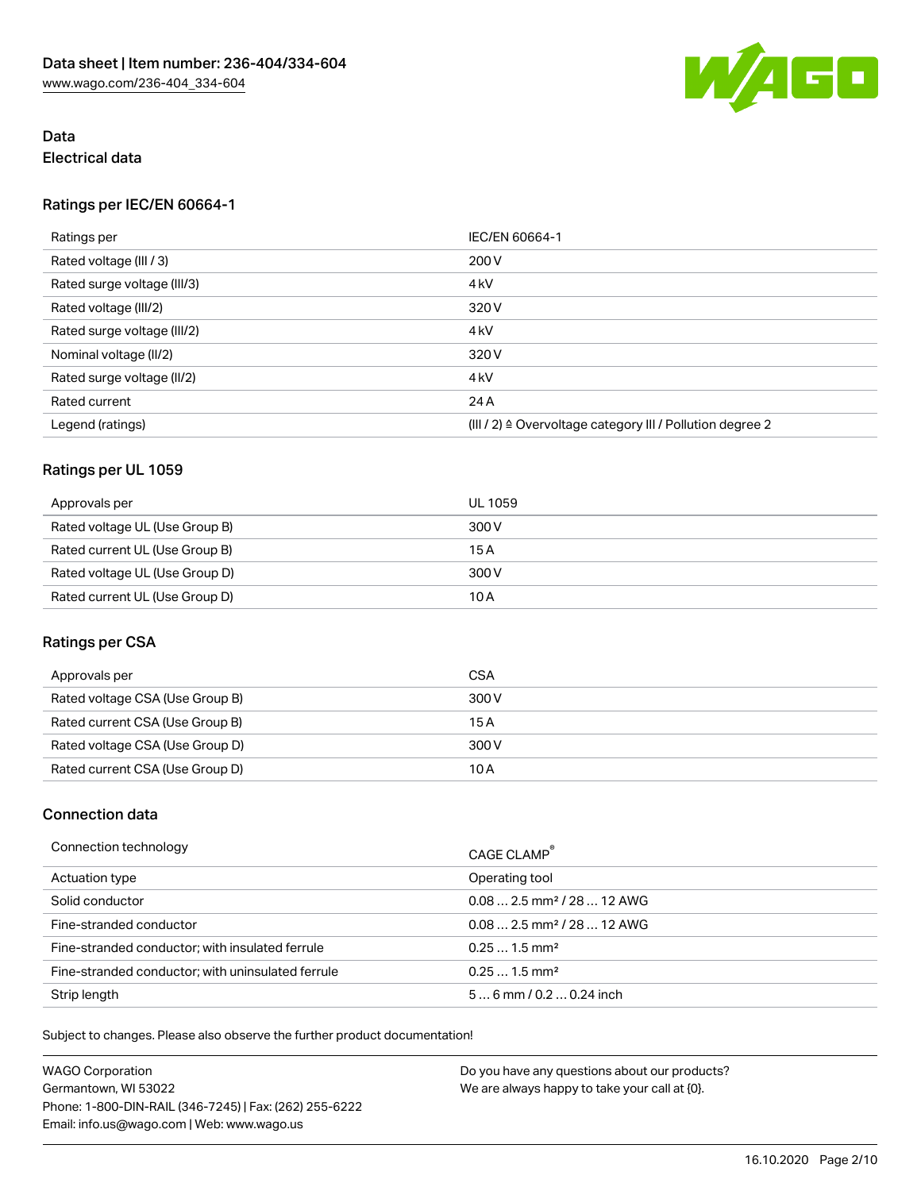## Data

### Electrical data

#### Ratings per IEC/EN 60664-1

| Ratings per | IEC/EN 60664-1 |
| --- | --- |
| Rated voltage (III / 3) | 200 V |
| Rated surge voltage (III/3) | 4 kV |
| Rated voltage (III/2) | 320 V |
| Rated surge voltage (III/2) | 4 kV |
| Nominal voltage (II/2) | 320 V |
| Rated surge voltage (II/2) | 4 kV |
| Rated current | 24 A |
| Legend (ratings) | (III / 2) ≙ Overvoltage category III / Pollution degree 2 |

#### Ratings per UL 1059

| Approvals per | UL 1059 |
| --- | --- |
| Rated voltage UL (Use Group B) | 300 V |
| Rated current UL (Use Group B) | 15 A |
| Rated voltage UL (Use Group D) | 300 V |
| Rated current UL (Use Group D) | 10 A |

#### Ratings per CSA

| Approvals per | CSA |
| --- | --- |
| Rated voltage CSA (Use Group B) | 300 V |
| Rated current CSA (Use Group B) | 15 A |
| Rated voltage CSA (Use Group D) | 300 V |
| Rated current CSA (Use Group D) | 10 A |

### Connection data

| Connection technology | CAGE CLAMP® |
| --- | --- |
| Actuation type | Operating tool |
| Solid conductor | 0.08 … 2.5 mm² / 28 … 12 AWG |
| Fine-stranded conductor | 0.08 … 2.5 mm² / 28 … 12 AWG |
| Fine-stranded conductor; with insulated ferrule | 0.25 … 1.5 mm² |
| Fine-stranded conductor; with uninsulated ferrule | 0.25 … 1.5 mm² |
| Strip length | 5 … 6 mm / 0.2 … 0.24 inch |

Subject to changes. Please also observe the further product documentation!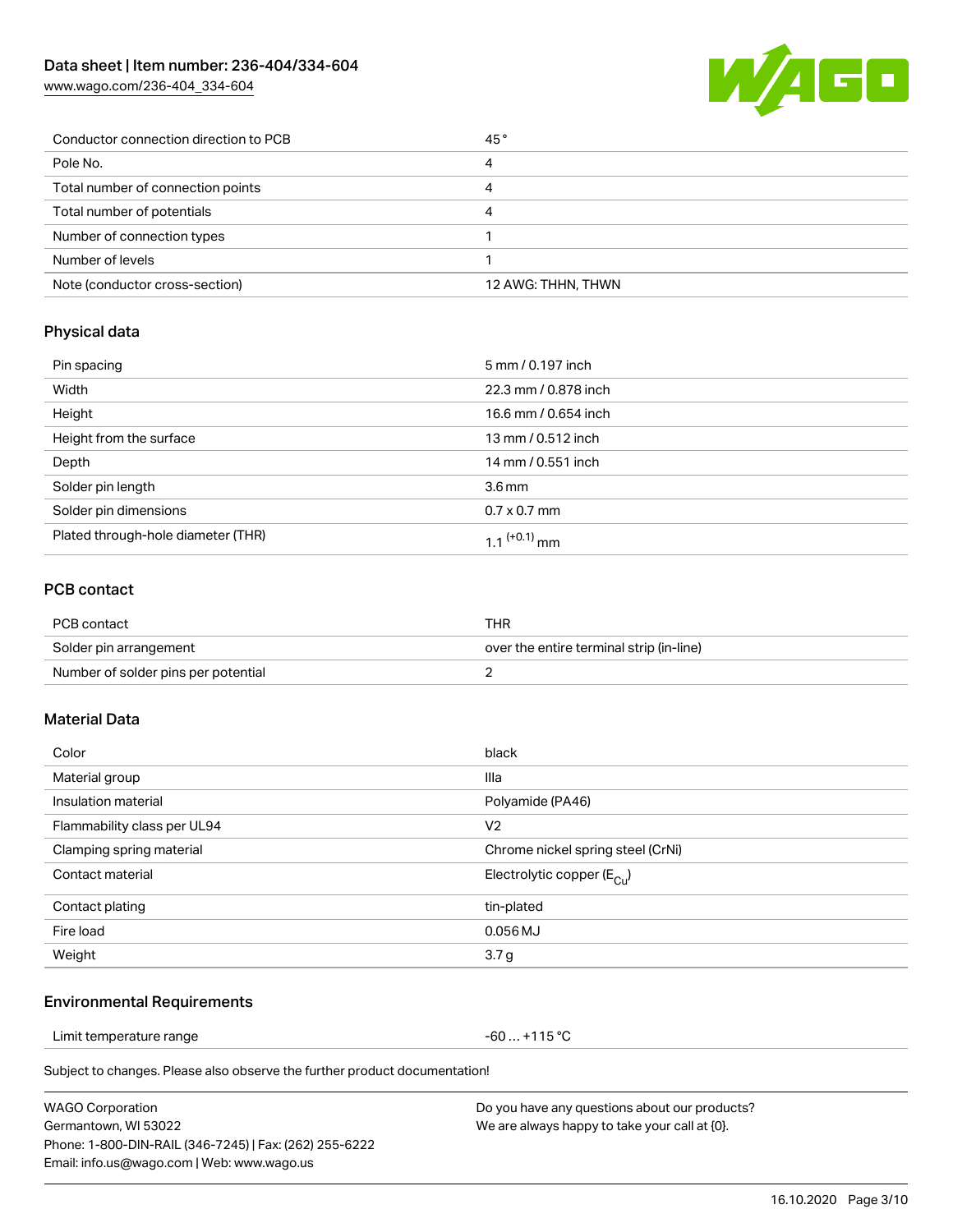| Conductor connection direction to PCB | 45° |
| --- | --- |
| Pole No. | 4 |
| Total number of connection points | 4 |
| Total number of potentials | 4 |
| Number of connection types | 1 |
| Number of levels | 1 |
| Note (conductor cross-section) | 12 AWG: THHN, THWN |

## Physical data

| Pin spacing | 5 mm / 0.197 inch |
| --- | --- |
| Width | 22.3 mm / 0.878 inch |
| Height | 16.6 mm / 0.654 inch |
| Height from the surface | 13 mm / 0.512 inch |
| Depth | 14 mm / 0.551 inch |
| Solder pin length | 3.6 mm |
| Solder pin dimensions | 0.7 x 0.7 mm |
| Plated through-hole diameter (THR) | $1.1^{(+0.1)}$ mm |

## PCB contact

| PCB contact | THR |
| --- | --- |
| Solder pin arrangement | over the entire terminal strip (in-line) |
| Number of solder pins per potential | 2 |

## Material Data

| Color | black |
| --- | --- |
| Material group | IIIa |
| Insulation material | Polyamide (PA46) |
| Flammability class per UL94 | V2 |
| Clamping spring material | Chrome nickel spring steel (CrNi) |
| Contact material | Electrolytic copper ($E_{Cu}$) |
| Contact plating | tin-plated |
| Fire load | 0.056 MJ |
| Weight | 3.7 g |

## Environmental Requirements

| Limit temperature range | -60 … +115 °C |
| --- | --- |

Subject to changes. Please also observe the further product documentation!

WAGO Corporation
Germantown, WI 53022
Phone: 1-800-DIN-RAIL (346-7245) | Fax: (262) 255-6222
Email: info.us@wago.com | Web: www.wago.us

Do you have any questions about our products?
We are always happy to take your call at {0}.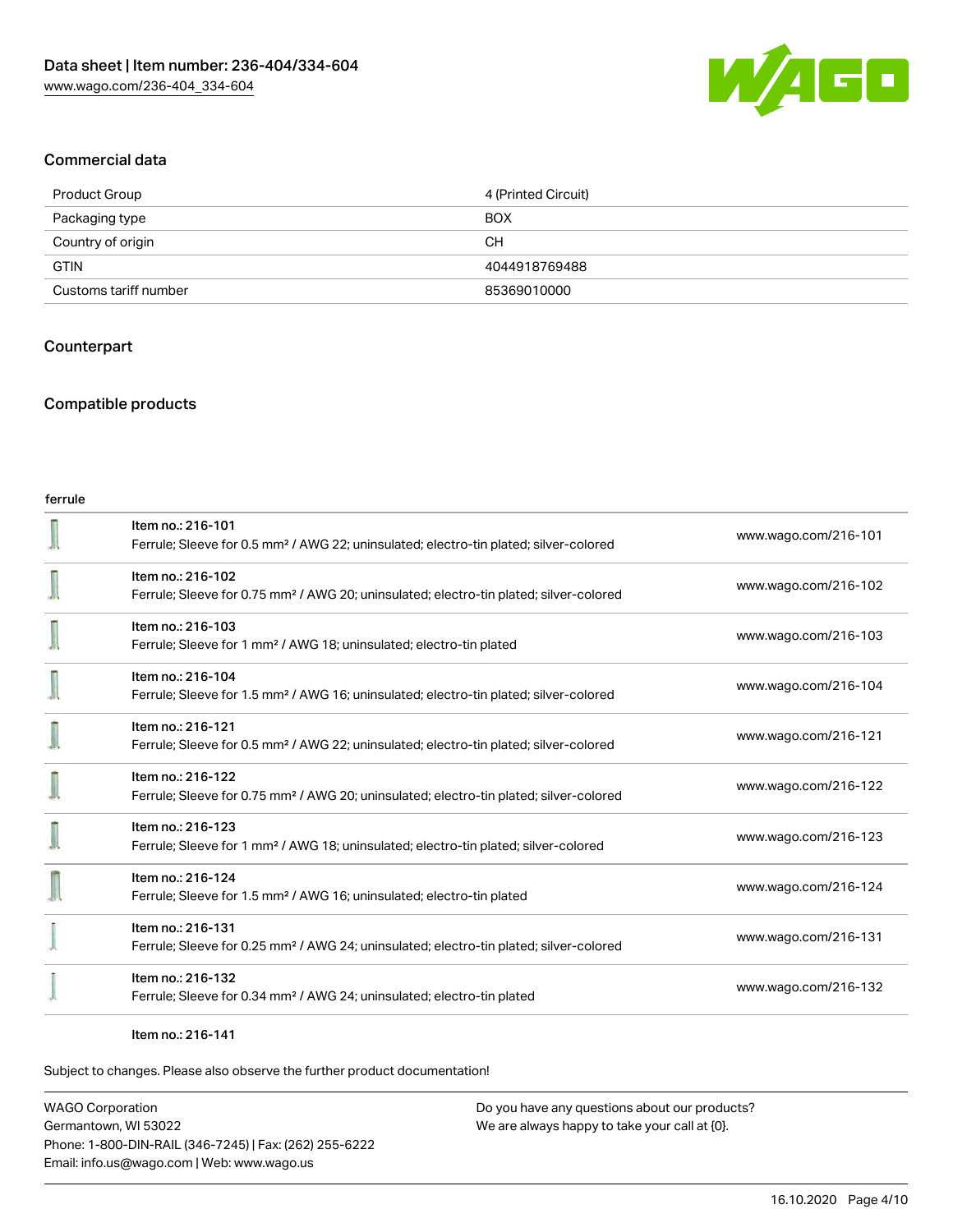## Commercial data

| Product Group | 4 (Printed Circuit) |
| --- | --- |
| Packaging type | BOX |
| Country of origin | CH |
| GTIN | 4044918769488 |
| Customs tariff number | 85369010000 |

## Counterpart

## Compatible products

ferrule

| | | |
| --- | --- | --- |
| | Item no.: 216-101<br>Ferrule; Sleeve for 0.5 mm² / AWG 22; uninsulated; electro-tin plated; silver-colored | www.wago.com/216-101 |
| | Item no.: 216-102<br>Ferrule; Sleeve for 0.75 mm² / AWG 20; uninsulated; electro-tin plated; silver-colored | www.wago.com/216-102 |
| | Item no.: 216-103<br>Ferrule; Sleeve for 1 mm² / AWG 18; uninsulated; electro-tin plated | www.wago.com/216-103 |
| | Item no.: 216-104<br>Ferrule; Sleeve for 1.5 mm² / AWG 16; uninsulated; electro-tin plated; silver-colored | www.wago.com/216-104 |
| | Item no.: 216-121<br>Ferrule; Sleeve for 0.5 mm² / AWG 22; uninsulated; electro-tin plated; silver-colored | www.wago.com/216-121 |
| | Item no.: 216-122<br>Ferrule; Sleeve for 0.75 mm² / AWG 20; uninsulated; electro-tin plated; silver-colored | www.wago.com/216-122 |
| | Item no.: 216-123<br>Ferrule; Sleeve for 1 mm² / AWG 18; uninsulated; electro-tin plated; silver-colored | www.wago.com/216-123 |
| | Item no.: 216-124<br>Ferrule; Sleeve for 1.5 mm² / AWG 16; uninsulated; electro-tin plated | www.wago.com/216-124 |
| | Item no.: 216-131<br>Ferrule; Sleeve for 0.25 mm² / AWG 24; uninsulated; electro-tin plated; silver-colored | www.wago.com/216-131 |
| | Item no.: 216-132<br>Ferrule; Sleeve for 0.34 mm² / AWG 24; uninsulated; electro-tin plated | www.wago.com/216-132 |
| | Item no.: 216-141 | |

Subject to changes. Please also observe the further product documentation!

WAGO Corporation
Germantown, WI 53022
Phone: 1-800-DIN-RAIL (346-7245) | Fax: (262) 255-6222
Email: info.us@wago.com | Web: www.wago.us

Do you have any questions about our products?
We are always happy to take your call at {0}.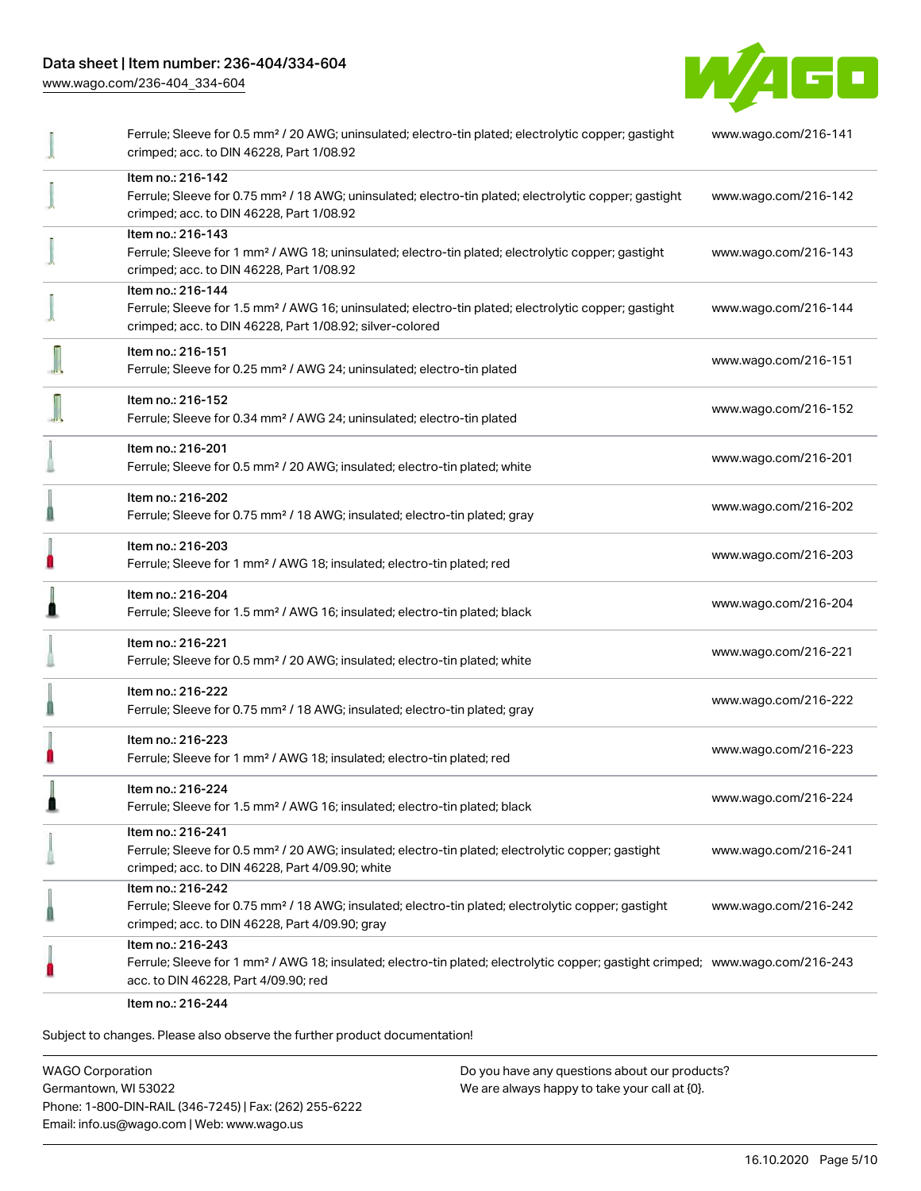| Description | Link |
| --- | --- |
| Ferrule; Sleeve for 0.5 mm² / 20 AWG; uninsulated; electro-tin plated; electrolytic copper; gastight crimped; acc. to DIN 46228, Part 1/08.92 | www.wago.com/216-141 |
| Item no.: 216-142<br>Ferrule; Sleeve for 0.75 mm² / 18 AWG; uninsulated; electro-tin plated; electrolytic copper; gastight crimped; acc. to DIN 46228, Part 1/08.92 | www.wago.com/216-142 |
| Item no.: 216-143<br>Ferrule; Sleeve for 1 mm² / AWG 18; uninsulated; electro-tin plated; electrolytic copper; gastight crimped; acc. to DIN 46228, Part 1/08.92 | www.wago.com/216-143 |
| Item no.: 216-144<br>Ferrule; Sleeve for 1.5 mm² / AWG 16; uninsulated; electro-tin plated; electrolytic copper; gastight crimped; acc. to DIN 46228, Part 1/08.92; silver-colored | www.wago.com/216-144 |
| Item no.: 216-151<br>Ferrule; Sleeve for 0.25 mm² / AWG 24; uninsulated; electro-tin plated | www.wago.com/216-151 |
| Item no.: 216-152<br>Ferrule; Sleeve for 0.34 mm² / AWG 24; uninsulated; electro-tin plated | www.wago.com/216-152 |
| Item no.: 216-201<br>Ferrule; Sleeve for 0.5 mm² / 20 AWG; insulated; electro-tin plated; white | www.wago.com/216-201 |
| Item no.: 216-202<br>Ferrule; Sleeve for 0.75 mm² / 18 AWG; insulated; electro-tin plated; gray | www.wago.com/216-202 |
| Item no.: 216-203<br>Ferrule; Sleeve for 1 mm² / AWG 18; insulated; electro-tin plated; red | www.wago.com/216-203 |
| Item no.: 216-204<br>Ferrule; Sleeve for 1.5 mm² / AWG 16; insulated; electro-tin plated; black | www.wago.com/216-204 |
| Item no.: 216-221<br>Ferrule; Sleeve for 0.5 mm² / 20 AWG; insulated; electro-tin plated; white | www.wago.com/216-221 |
| Item no.: 216-222<br>Ferrule; Sleeve for 0.75 mm² / 18 AWG; insulated; electro-tin plated; gray | www.wago.com/216-222 |
| Item no.: 216-223<br>Ferrule; Sleeve for 1 mm² / AWG 18; insulated; electro-tin plated; red | www.wago.com/216-223 |
| Item no.: 216-224<br>Ferrule; Sleeve for 1.5 mm² / AWG 16; insulated; electro-tin plated; black | www.wago.com/216-224 |
| Item no.: 216-241<br>Ferrule; Sleeve for 0.5 mm² / 20 AWG; insulated; electro-tin plated; electrolytic copper; gastight crimped; acc. to DIN 46228, Part 4/09.90; white | www.wago.com/216-241 |
| Item no.: 216-242<br>Ferrule; Sleeve for 0.75 mm² / 18 AWG; insulated; electro-tin plated; electrolytic copper; gastight crimped; acc. to DIN 46228, Part 4/09.90; gray | www.wago.com/216-242 |
| Item no.: 216-243<br>Ferrule; Sleeve for 1 mm² / AWG 18; insulated; electro-tin plated; electrolytic copper; gastight crimped; acc. to DIN 46228, Part 4/09.90; red | www.wago.com/216-243 |
| Item no.: 216-244 | |

Subject to changes. Please also observe the further product documentation!

WAGO Corporation
Germantown, WI 53022
Phone: 1-800-DIN-RAIL (346-7245) | Fax: (262) 255-6222
Email: info.us@wago.com | Web: www.wago.us

Do you have any questions about our products?
We are always happy to take your call at {0}.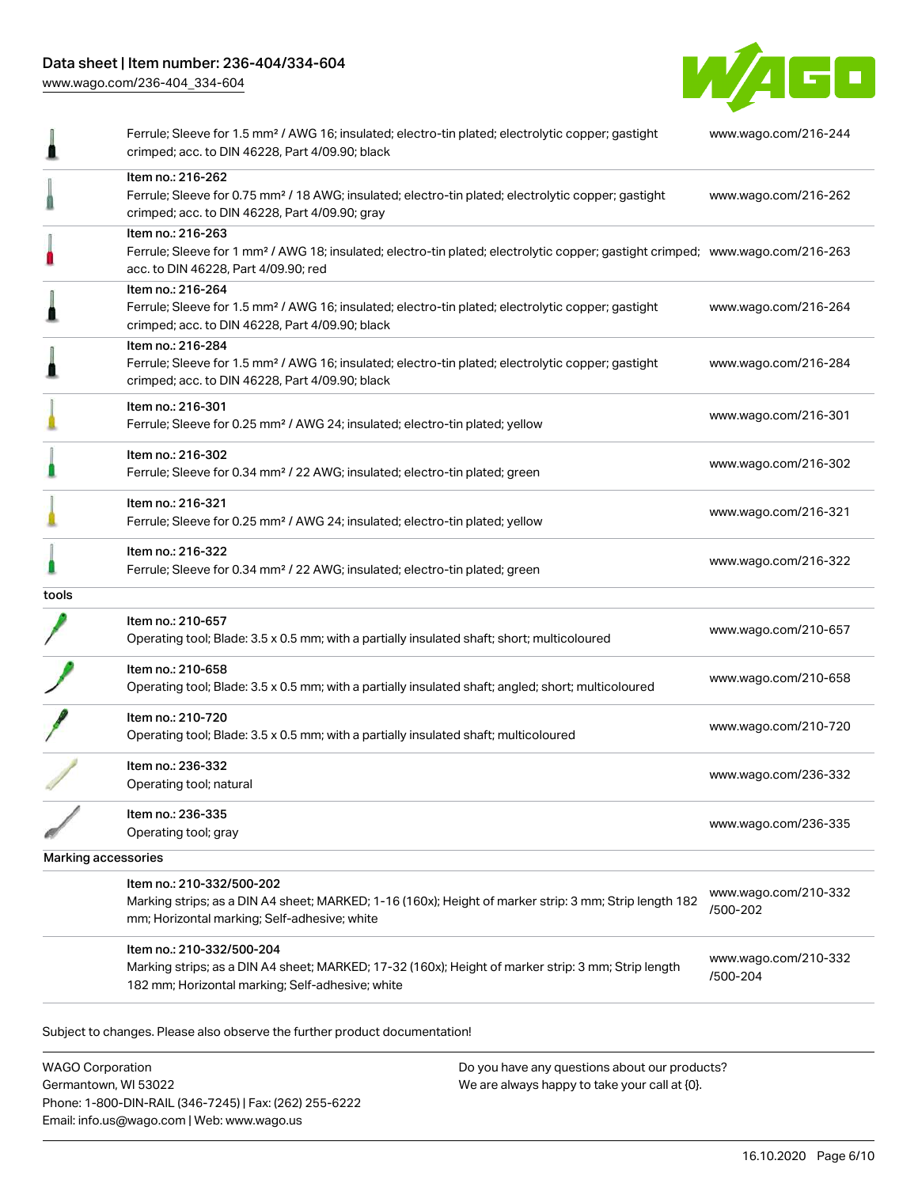| | | |
|---|---|---|
| | Ferrule; Sleeve for 1.5 mm² / AWG 16; insulated; electro-tin plated; electrolytic copper; gastight crimped; acc. to DIN 46228, Part 4/09.90; black | www.wago.com/216-244 |
| | Item no.: 216-262<br>Ferrule; Sleeve for 0.75 mm² / 18 AWG; insulated; electro-tin plated; electrolytic copper; gastight crimped; acc. to DIN 46228, Part 4/09.90; gray | www.wago.com/216-262 |
| | Item no.: 216-263<br>Ferrule; Sleeve for 1 mm² / AWG 18; insulated; electro-tin plated; electrolytic copper; gastight crimped; acc. to DIN 46228, Part 4/09.90; red | www.wago.com/216-263 |
| | Item no.: 216-264<br>Ferrule; Sleeve for 1.5 mm² / AWG 16; insulated; electro-tin plated; electrolytic copper; gastight crimped; acc. to DIN 46228, Part 4/09.90; black | www.wago.com/216-264 |
| | Item no.: 216-284<br>Ferrule; Sleeve for 1.5 mm² / AWG 16; insulated; electro-tin plated; electrolytic copper; gastight crimped; acc. to DIN 46228, Part 4/09.90; black | www.wago.com/216-284 |
| | Item no.: 216-301<br>Ferrule; Sleeve for 0.25 mm² / AWG 24; insulated; electro-tin plated; yellow | www.wago.com/216-301 |
| | Item no.: 216-302<br>Ferrule; Sleeve for 0.34 mm² / 22 AWG; insulated; electro-tin plated; green | www.wago.com/216-302 |
| | Item no.: 216-321<br>Ferrule; Sleeve for 0.25 mm² / AWG 24; insulated; electro-tin plated; yellow | www.wago.com/216-321 |
| | Item no.: 216-322<br>Ferrule; Sleeve for 0.34 mm² / 22 AWG; insulated; electro-tin plated; green | www.wago.com/216-322 |
| tools | | |
| | Item no.: 210-657<br>Operating tool; Blade: 3.5 x 0.5 mm; with a partially insulated shaft; short; multicoloured | www.wago.com/210-657 |
| | Item no.: 210-658<br>Operating tool; Blade: 3.5 x 0.5 mm; with a partially insulated shaft; angled; short; multicoloured | www.wago.com/210-658 |
| | Item no.: 210-720<br>Operating tool; Blade: 3.5 x 0.5 mm; with a partially insulated shaft; multicoloured | www.wago.com/210-720 |
| | Item no.: 236-332<br>Operating tool; natural | www.wago.com/236-332 |
| | Item no.: 236-335<br>Operating tool; gray | www.wago.com/236-335 |
| Marking accessories | | |
| | Item no.: 210-332/500-202<br>Marking strips; as a DIN A4 sheet; MARKED; 1-16 (160x); Height of marker strip: 3 mm; Strip length 182 mm; Horizontal marking; Self-adhesive; white | www.wago.com/210-332/500-202 |
| | Item no.: 210-332/500-204<br>Marking strips; as a DIN A4 sheet; MARKED; 17-32 (160x); Height of marker strip: 3 mm; Strip length 182 mm; Horizontal marking; Self-adhesive; white | www.wago.com/210-332/500-204 |

Subject to changes. Please also observe the further product documentation!

WAGO Corporation
Germantown, WI 53022
Phone: 1-800-DIN-RAIL (346-7245) | Fax: (262) 255-6222
Email: info.us@wago.com | Web: www.wago.us

Do you have any questions about our products?
We are always happy to take your call at {0}.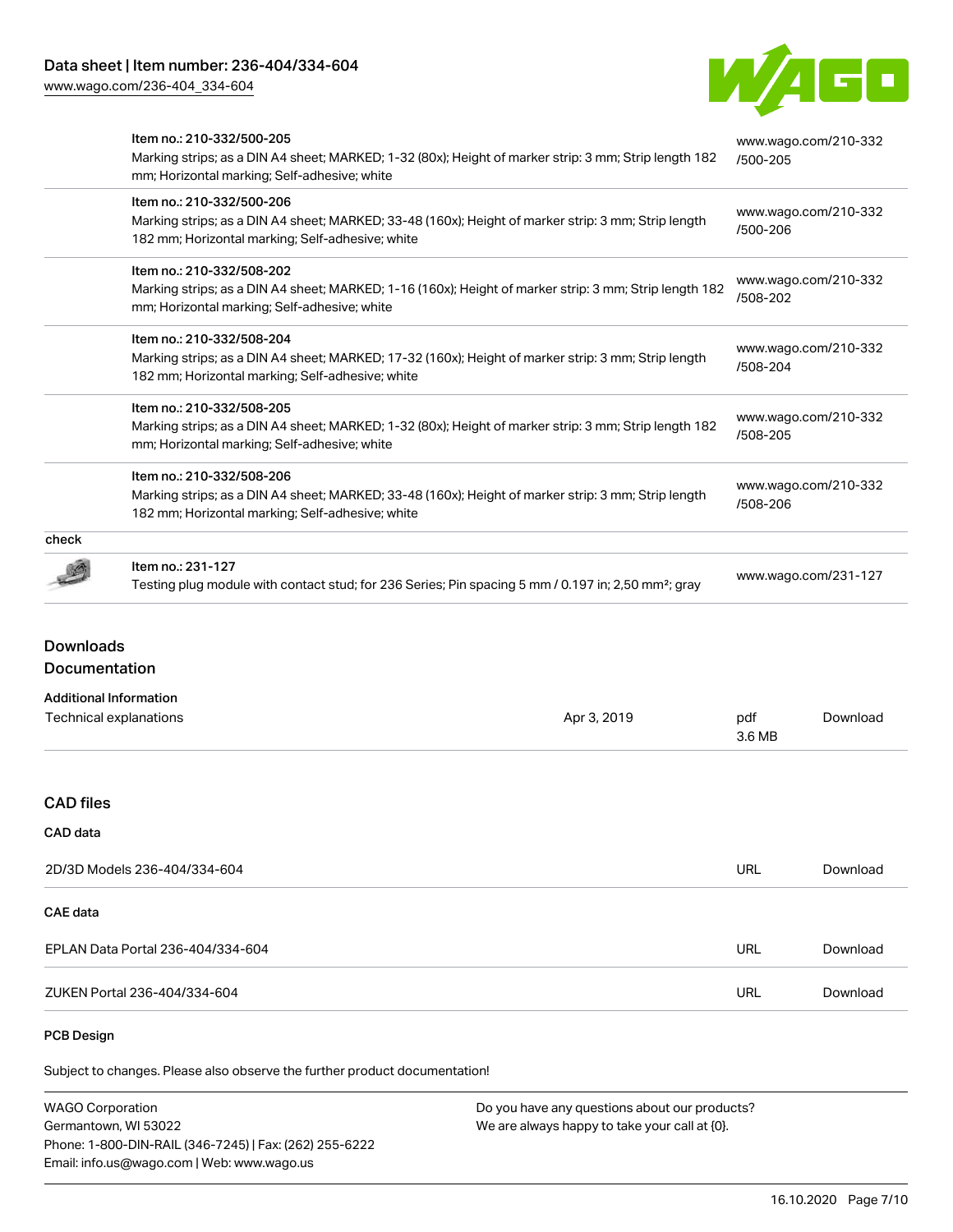| | | |
|---|---|---|
| | Item no.: 210-332/500-205<br>Marking strips; as a DIN A4 sheet; MARKED; 1-32 (80x); Height of marker strip: 3 mm; Strip length 182 mm; Horizontal marking; Self-adhesive; white | www.wago.com/210-332/500-205 |
| | Item no.: 210-332/500-206<br>Marking strips; as a DIN A4 sheet; MARKED; 33-48 (160x); Height of marker strip: 3 mm; Strip length 182 mm; Horizontal marking; Self-adhesive; white | www.wago.com/210-332/500-206 |
| | Item no.: 210-332/508-202<br>Marking strips; as a DIN A4 sheet; MARKED; 1-16 (160x); Height of marker strip: 3 mm; Strip length 182 mm; Horizontal marking; Self-adhesive; white | www.wago.com/210-332/508-202 |
| | Item no.: 210-332/508-204<br>Marking strips; as a DIN A4 sheet; MARKED; 17-32 (160x); Height of marker strip: 3 mm; Strip length 182 mm; Horizontal marking; Self-adhesive; white | www.wago.com/210-332/508-204 |
| | Item no.: 210-332/508-205<br>Marking strips; as a DIN A4 sheet; MARKED; 1-32 (80x); Height of marker strip: 3 mm; Strip length 182 mm; Horizontal marking; Self-adhesive; white | www.wago.com/210-332/508-205 |
| | Item no.: 210-332/508-206<br>Marking strips; as a DIN A4 sheet; MARKED; 33-48 (160x); Height of marker strip: 3 mm; Strip length 182 mm; Horizontal marking; Self-adhesive; white | www.wago.com/210-332/508-206 |
| check | | |
| | Item no.: 231-127<br>Testing plug module with contact stud; for 236 Series; Pin spacing 5 mm / 0.197 in; 2,50 mm²; gray | www.wago.com/231-127 |

## Downloads

### Documentation

**Additional Information**

| | | | |
|---|---|---|---|
| Technical explanations | Apr 3, 2019 | pdf<br>3.6 MB | Download |

### CAD files

**CAD data**

| | | |
|---|---|---|
| 2D/3D Models 236-404/334-604 | URL | Download |

**CAE data**

| | | |
|---|---|---|
| EPLAN Data Portal 236-404/334-604 | URL | Download |
| ZUKEN Portal 236-404/334-604 | URL | Download |

**PCB Design**

Subject to changes. Please also observe the further product documentation!

WAGO Corporation
Germantown, WI 53022
Phone: 1-800-DIN-RAIL (346-7245) | Fax: (262) 255-6222
Email: info.us@wago.com | Web: www.wago.us

Do you have any questions about our products?
We are always happy to take your call at {0}.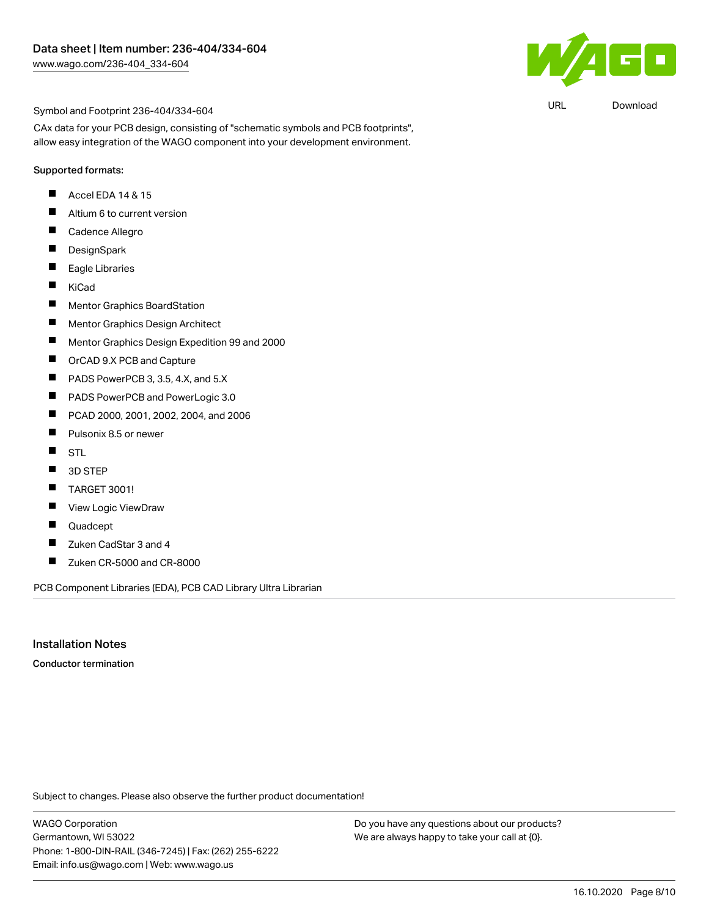Symbol and Footprint 236-404/334-604

CAx data for your PCB design, consisting of "schematic symbols and PCB footprints", allow easy integration of the WAGO component into your development environment.

URL Download

Supported formats:

- Accel EDA 14 & 15
- Altium 6 to current version
- Cadence Allegro
- DesignSpark
- Eagle Libraries
- KiCad
- Mentor Graphics BoardStation
- Mentor Graphics Design Architect
- Mentor Graphics Design Expedition 99 and 2000
- OrCAD 9.X PCB and Capture
- PADS PowerPCB 3, 3.5, 4.X, and 5.X
- PADS PowerPCB and PowerLogic 3.0
- PCAD 2000, 2001, 2002, 2004, and 2006
- Pulsonix 8.5 or newer
- STL
- 3D STEP
- TARGET 3001!
- View Logic ViewDraw
- Quadcept
- Zuken CadStar 3 and 4
- Zuken CR-5000 and CR-8000

PCB Component Libraries (EDA), PCB CAD Library Ultra Librarian

## Installation Notes

**Conductor termination**

Subject to changes. Please also observe the further product documentation!

WAGO Corporation
Germantown, WI 53022
Phone: 1-800-DIN-RAIL (346-7245) | Fax: (262) 255-6222
Email: info.us@wago.com | Web: www.wago.us

Do you have any questions about our products?
We are always happy to take your call at {0}.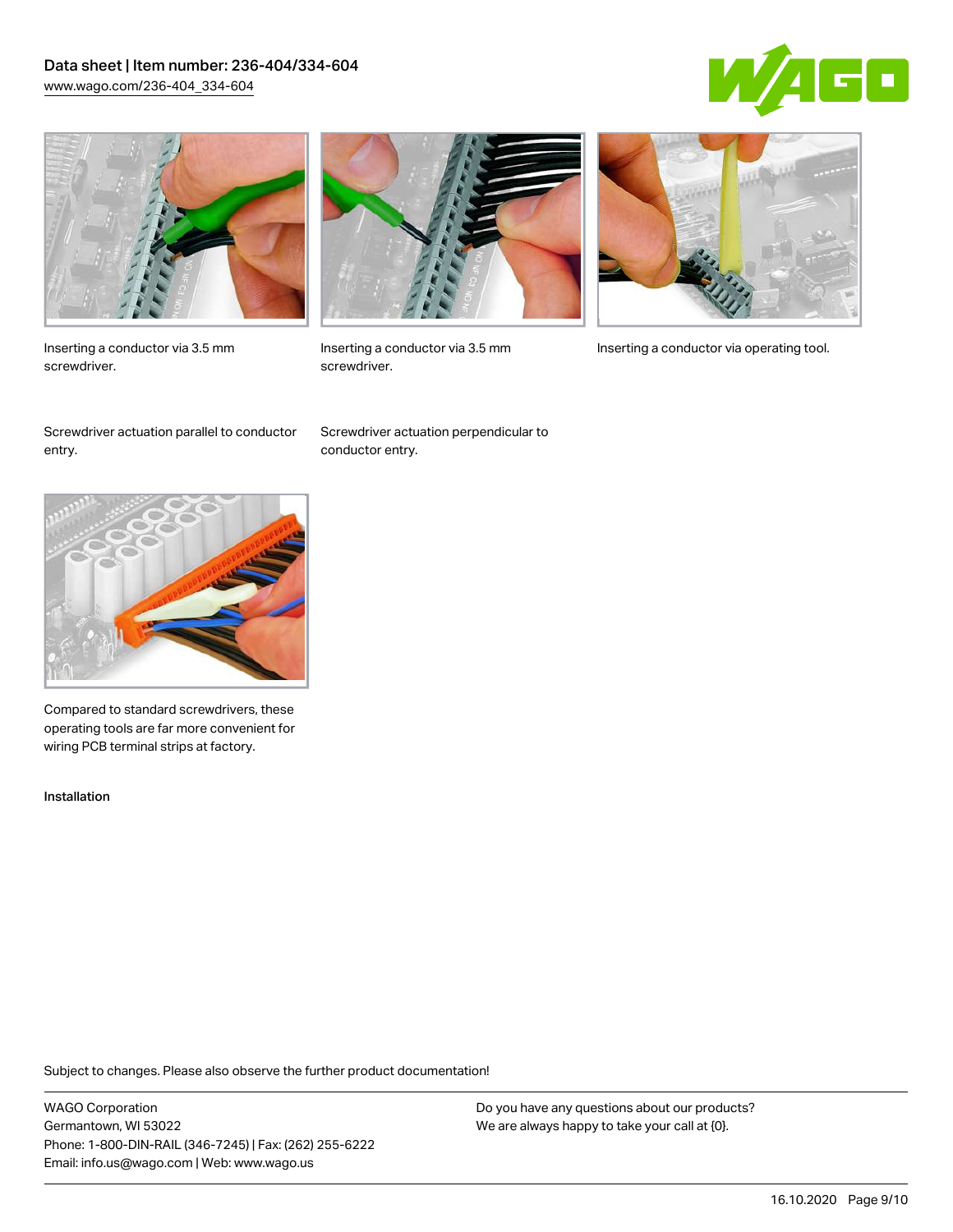Inserting a conductor via 3.5 mm screwdriver.

Inserting a conductor via 3.5 mm screwdriver.

Inserting a conductor via operating tool.

Screwdriver actuation parallel to conductor entry.

Screwdriver actuation perpendicular to conductor entry.

Compared to standard screwdrivers, these operating tools are far more convenient for wiring PCB terminal strips at factory.

Installation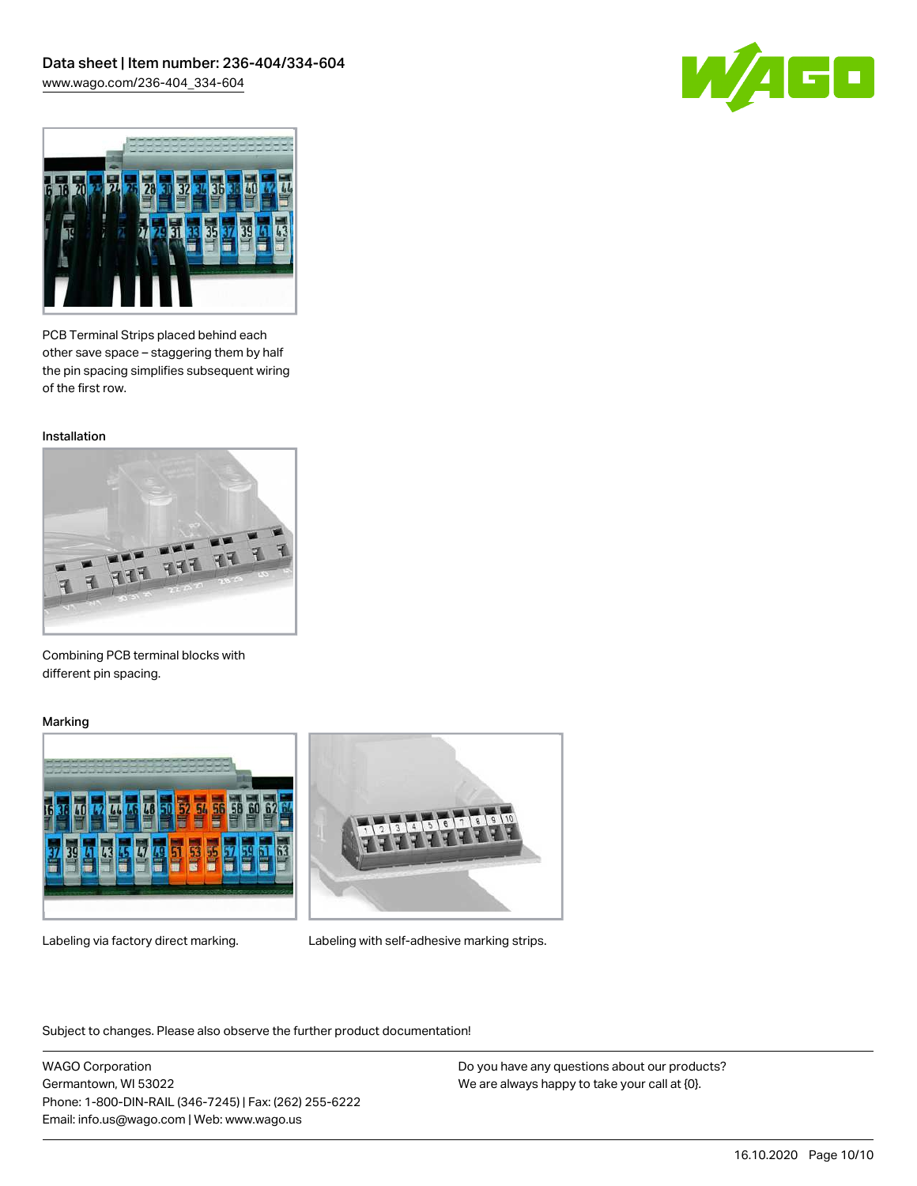PCB Terminal Strips placed behind each other save space – staggering them by half the pin spacing simplifies subsequent wiring of the first row.

### Installation

Combining PCB terminal blocks with different pin spacing.

### Marking

Labeling via factory direct marking.

Labeling with self-adhesive marking strips.

Subject to changes. Please also observe the further product documentation!

WAGO Corporation
Germantown, WI 53022
Phone: 1-800-DIN-RAIL (346-7245) | Fax: (262) 255-6222
Email: info.us@wago.com | Web: www.wago.us

Do you have any questions about our products?
We are always happy to take your call at {0}.